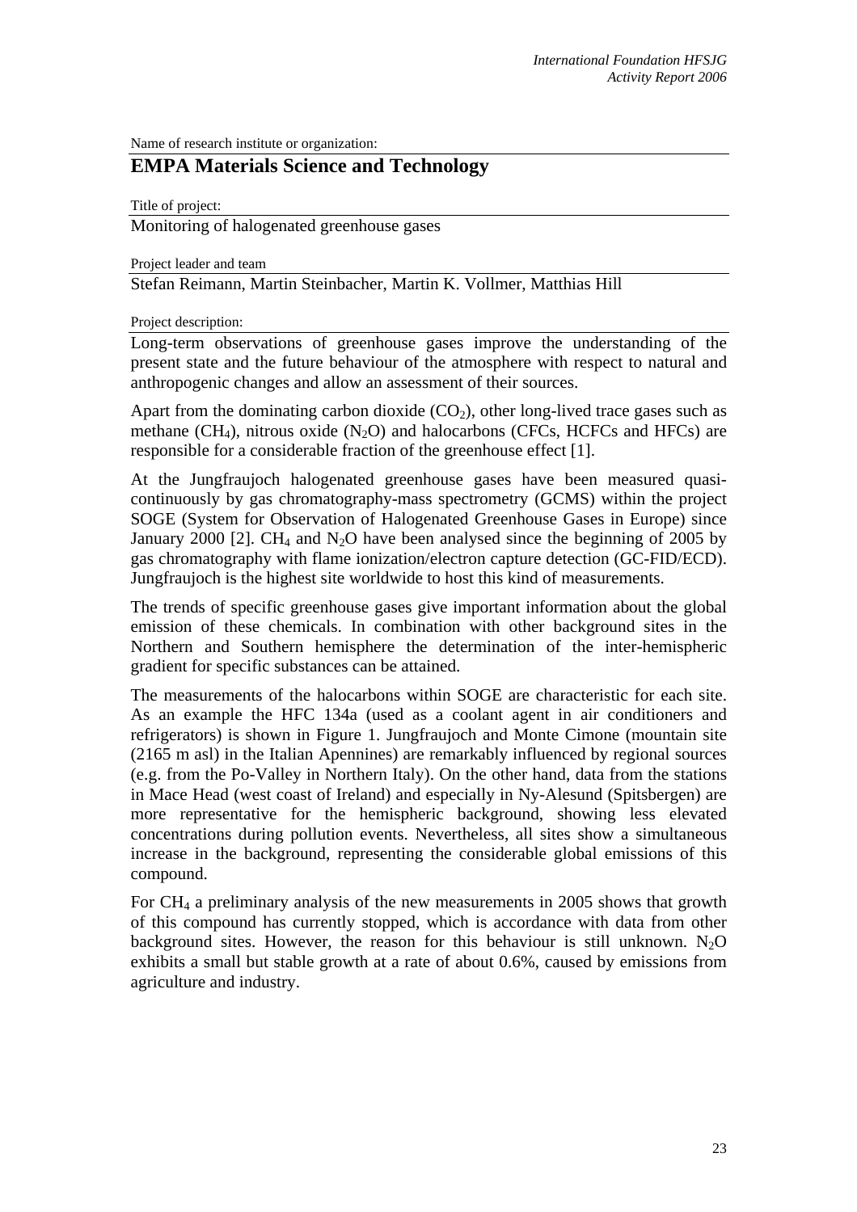Name of research institute or organization:

## EMPA Materials Science and Technology

Title of project:

Monitoring of halogenated greenhouse gases

Project leader and team

Stefan Reimann, Martin Steinbacher, Martin K. Vollmer, Matthias Hill

Project description:

Long-term observations of greenhouse gases improve the understanding of the present state and the future behaviour of the atmosphere with respect to natural and anthropogenic changes and allow an assessment of their sources.

Apart from the dominating carbon dioxide ($CO_2$), other long-lived trace gases such as methane ($CH_4$), nitrous oxide ($N_2O$) and halocarbons (CFCs, HCFCs and HFCs) are responsible for a considerable fraction of the greenhouse effect [1].

At the Jungfraujoch halogenated greenhouse gases have been measured quasi-continuously by gas chromatography-mass spectrometry (GCMS) within the project SOGE (System for Observation of Halogenated Greenhouse Gases in Europe) since January 2000 [2]. $CH_4$ and $N_2O$ have been analysed since the beginning of 2005 by gas chromatography with flame ionization/electron capture detection (GC-FID/ECD). Jungfraujoch is the highest site worldwide to host this kind of measurements.

The trends of specific greenhouse gases give important information about the global emission of these chemicals. In combination with other background sites in the Northern and Southern hemisphere the determination of the inter-hemispheric gradient for specific substances can be attained.

The measurements of the halocarbons within SOGE are characteristic for each site. As an example the HFC 134a (used as a coolant agent in air conditioners and refrigerators) is shown in Figure 1. Jungfraujoch and Monte Cimone (mountain site (2165 m asl) in the Italian Apennines) are remarkably influenced by regional sources (e.g. from the Po-Valley in Northern Italy). On the other hand, data from the stations in Mace Head (west coast of Ireland) and especially in Ny-Alesund (Spitsbergen) are more representative for the hemispheric background, showing less elevated concentrations during pollution events. Nevertheless, all sites show a simultaneous increase in the background, representing the considerable global emissions of this compound.

For $CH_4$ a preliminary analysis of the new measurements in 2005 shows that growth of this compound has currently stopped, which is accordance with data from other background sites. However, the reason for this behaviour is still unknown. $N_2O$ exhibits a small but stable growth at a rate of about 0.6%, caused by emissions from agriculture and industry.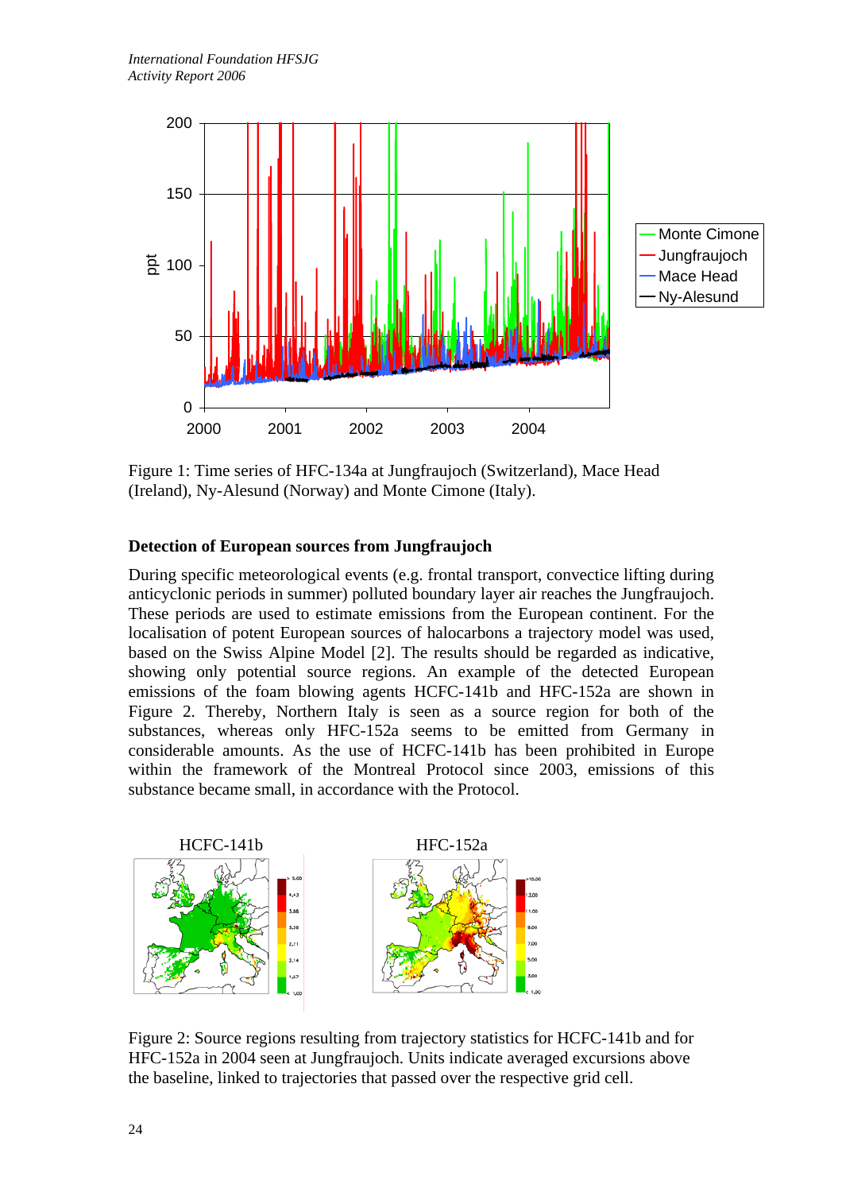Figure 1: Time series of HFC-134a at Jungfraujoch (Switzerland), Mace Head (Ireland), Ny-Alesund (Norway) and Monte Cimone (Italy).

### Detection of European sources from Jungfraujoch

During specific meteorological events (e.g. frontal transport, convectice lifting during anticyclonic periods in summer) polluted boundary layer air reaches the Jungfraujoch. These periods are used to estimate emissions from the European continent. For the localisation of potent European sources of halocarbons a trajectory model was used, based on the Swiss Alpine Model [2]. The results should be regarded as indicative, showing only potential source regions. An example of the detected European emissions of the foam blowing agents HCFC-141b and HFC-152a are shown in Figure 2. Thereby, Northern Italy is seen as a source region for both of the substances, whereas only HFC-152a seems to be emitted from Germany in considerable amounts. As the use of HCFC-141b has been prohibited in Europe within the framework of the Montreal Protocol since 2003, emissions of this substance became small, in accordance with the Protocol.

Figure 2: Source regions resulting from trajectory statistics for HCFC-141b and for HFC-152a in 2004 seen at Jungfraujoch. Units indicate averaged excursions above the baseline, linked to trajectories that passed over the respective grid cell.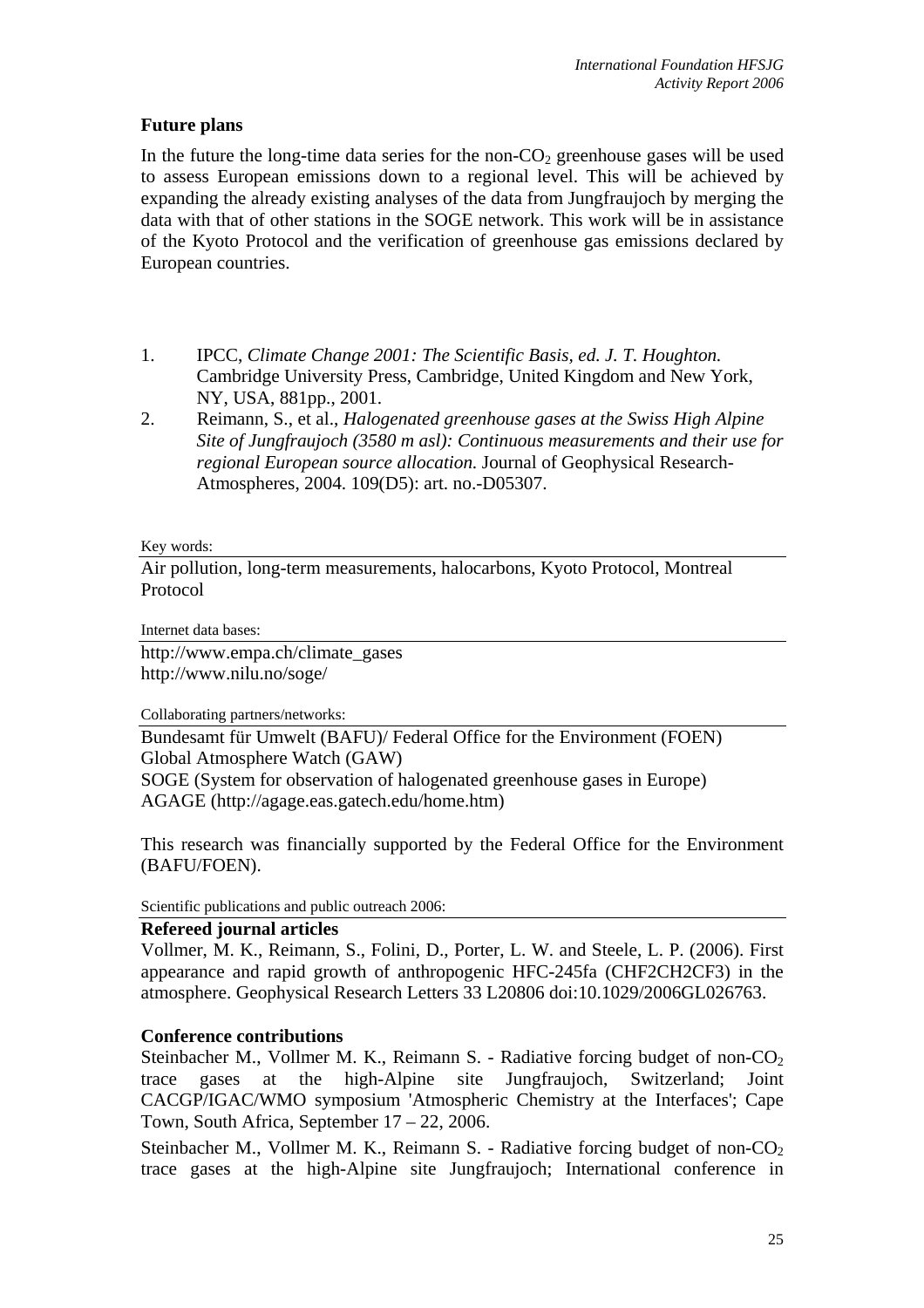### Future plans

In the future the long-time data series for the non-$CO_2$ greenhouse gases will be used to assess European emissions down to a regional level. This will be achieved by expanding the already existing analyses of the data from Jungfraujoch by merging the data with that of other stations in the SOGE network. This work will be in assistance of the Kyoto Protocol and the verification of greenhouse gas emissions declared by European countries.

1. IPCC, *Climate Change 2001: The Scientific Basis, ed. J. T. Houghton.* Cambridge University Press, Cambridge, United Kingdom and New York, NY, USA, 881pp., 2001.
2. Reimann, S., et al., *Halogenated greenhouse gases at the Swiss High Alpine Site of Jungfraujoch (3580 m asl): Continuous measurements and their use for regional European source allocation.* Journal of Geophysical Research-Atmospheres, 2004. 109(D5): art. no.-D05307.

Key words:

Air pollution, long-term measurements, halocarbons, Kyoto Protocol, Montreal Protocol

Internet data bases:

http://www.empa.ch/climate_gases
http://www.nilu.no/soge/

Collaborating partners/networks:

Bundesamt für Umwelt (BAFU)/ Federal Office for the Environment (FOEN)
Global Atmosphere Watch (GAW)
SOGE (System for observation of halogenated greenhouse gases in Europe)
AGAGE (http://agage.eas.gatech.edu/home.htm)

This research was financially supported by the Federal Office for the Environment (BAFU/FOEN).

Scientific publications and public outreach 2006:

**Refereed journal articles**

Vollmer, M. K., Reimann, S., Folini, D., Porter, L. W. and Steele, L. P. (2006). First appearance and rapid growth of anthropogenic HFC-245fa (CHF2CH2CF3) in the atmosphere. Geophysical Research Letters 33 L20806 doi:10.1029/2006GL026763.

**Conference contributions**

Steinbacher M., Vollmer M. K., Reimann S. - Radiative forcing budget of non-$CO_2$ trace gases at the high-Alpine site Jungfraujoch, Switzerland; Joint CACGP/IGAC/WMO symposium 'Atmospheric Chemistry at the Interfaces'; Cape Town, South Africa, September 17 – 22, 2006.

Steinbacher M., Vollmer M. K., Reimann S. - Radiative forcing budget of non-$CO_2$ trace gases at the high-Alpine site Jungfraujoch; International conference in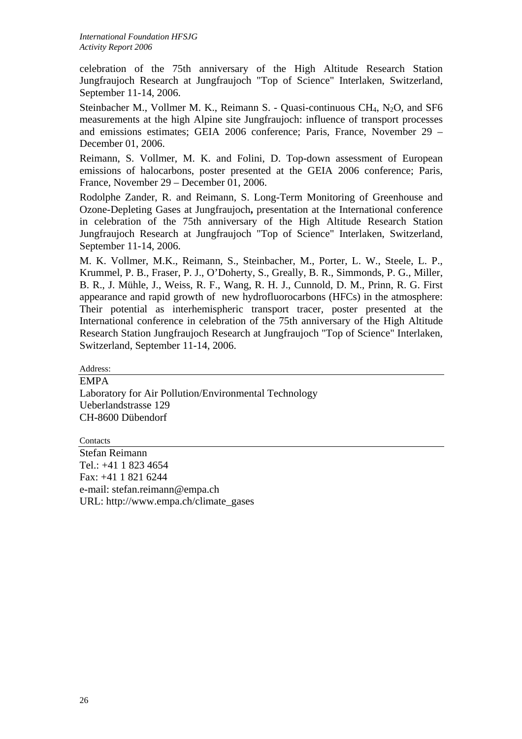celebration of the 75th anniversary of the High Altitude Research Station Jungfraujoch Research at Jungfraujoch "Top of Science" Interlaken, Switzerland, September 11-14, 2006.

Steinbacher M., Vollmer M. K., Reimann S. - Quasi-continuous $CH_4$, $N_2O$, and SF6 measurements at the high Alpine site Jungfraujoch: influence of transport processes and emissions estimates; GEIA 2006 conference; Paris, France, November 29 – December 01, 2006.

Reimann, S. Vollmer, M. K. and Folini, D. Top-down assessment of European emissions of halocarbons, poster presented at the GEIA 2006 conference; Paris, France, November 29 – December 01, 2006.

Rodolphe Zander, R. and Reimann, S. Long-Term Monitoring of Greenhouse and Ozone-Depleting Gases at Jungfraujoch**,** presentation at the International conference in celebration of the 75th anniversary of the High Altitude Research Station Jungfraujoch Research at Jungfraujoch "Top of Science" Interlaken, Switzerland, September 11-14, 2006.

M. K. Vollmer, M.K., Reimann, S., Steinbacher, M., Porter, L. W., Steele, L. P., Krummel, P. B., Fraser, P. J., O'Doherty, S., Greally, B. R., Simmonds, P. G., Miller, B. R., J. Mühle, J., Weiss, R. F., Wang, R. H. J., Cunnold, D. M., Prinn, R. G. First appearance and rapid growth of new hydrofluorocarbons (HFCs) in the atmosphere: Their potential as interhemispheric transport tracer, poster presented at the International conference in celebration of the 75th anniversary of the High Altitude Research Station Jungfraujoch Research at Jungfraujoch "Top of Science" Interlaken, Switzerland, September 11-14, 2006.

Address:

EMPA
Laboratory for Air Pollution/Environmental Technology
Ueberlandstrasse 129
CH-8600 Dübendorf

Contacts

Stefan Reimann
Tel.: +41 1 823 4654
Fax: +41 1 821 6244
e-mail: stefan.reimann@empa.ch
URL: http://www.empa.ch/climate_gases